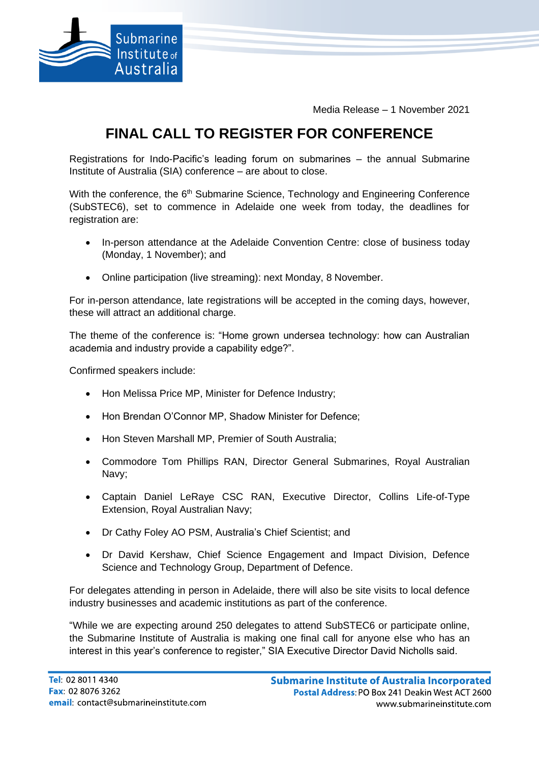Media Release – 1 November 2021

# FINAL CALL TO REGISTER FOR CONFERENCE

Registrations for Indo-Pacific's leading forum on submarines – the annual Submarine Institute of Australia (SIA) conference – are about to close.

With the conference, the 6th Submarine Science, Technology and Engineering Conference (SubSTEC6), set to commence in Adelaide one week from today, the deadlines for registration are:

- In-person attendance at the Adelaide Convention Centre: close of business today (Monday, 1 November); and
- Online participation (live streaming): next Monday, 8 November.

For in-person attendance, late registrations will be accepted in the coming days, however, these will attract an additional charge.

The theme of the conference is: "Home grown undersea technology: how can Australian academia and industry provide a capability edge?".

Confirmed speakers include:

- Hon Melissa Price MP, Minister for Defence Industry;
- Hon Brendan O'Connor MP, Shadow Minister for Defence;
- Hon Steven Marshall MP, Premier of South Australia;
- Commodore Tom Phillips RAN, Director General Submarines, Royal Australian Navy;
- Captain Daniel LeRaye CSC RAN, Executive Director, Collins Life-of-Type Extension, Royal Australian Navy;
- Dr Cathy Foley AO PSM, Australia's Chief Scientist; and
- Dr David Kershaw, Chief Science Engagement and Impact Division, Defence Science and Technology Group, Department of Defence.

For delegates attending in person in Adelaide, there will also be site visits to local defence industry businesses and academic institutions as part of the conference.

"While we are expecting around 250 delegates to attend SubSTEC6 or participate online, the Submarine Institute of Australia is making one final call for anyone else who has an interest in this year's conference to register," SIA Executive Director David Nicholls said.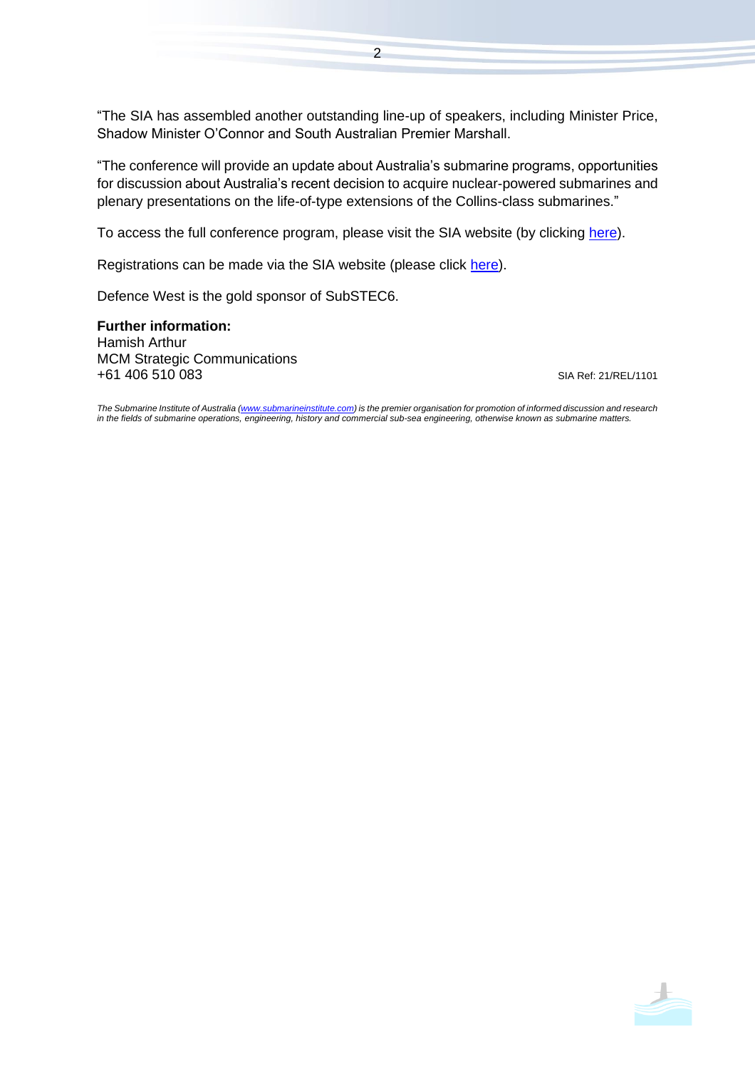"The SIA has assembled another outstanding line-up of speakers, including Minister Price, Shadow Minister O'Connor and South Australian Premier Marshall.

"The conference will provide an update about Australia's submarine programs, opportunities for discussion about Australia's recent decision to acquire nuclear-powered submarines and plenary presentations on the life-of-type extensions of the Collins-class submarines."

To access the full conference program, please visit the SIA website (by clicking here).

Registrations can be made via the SIA website (please click here).

Defence West is the gold sponsor of SubSTEC6.

**Further information:**
Hamish Arthur
MCM Strategic Communications
+61 406 510 083

SIA Ref: 21/REL/1101

*The Submarine Institute of Australia (www.submarineinstitute.com) is the premier organisation for promotion of informed discussion and research in the fields of submarine operations, engineering, history and commercial sub-sea engineering, otherwise known as submarine matters.*